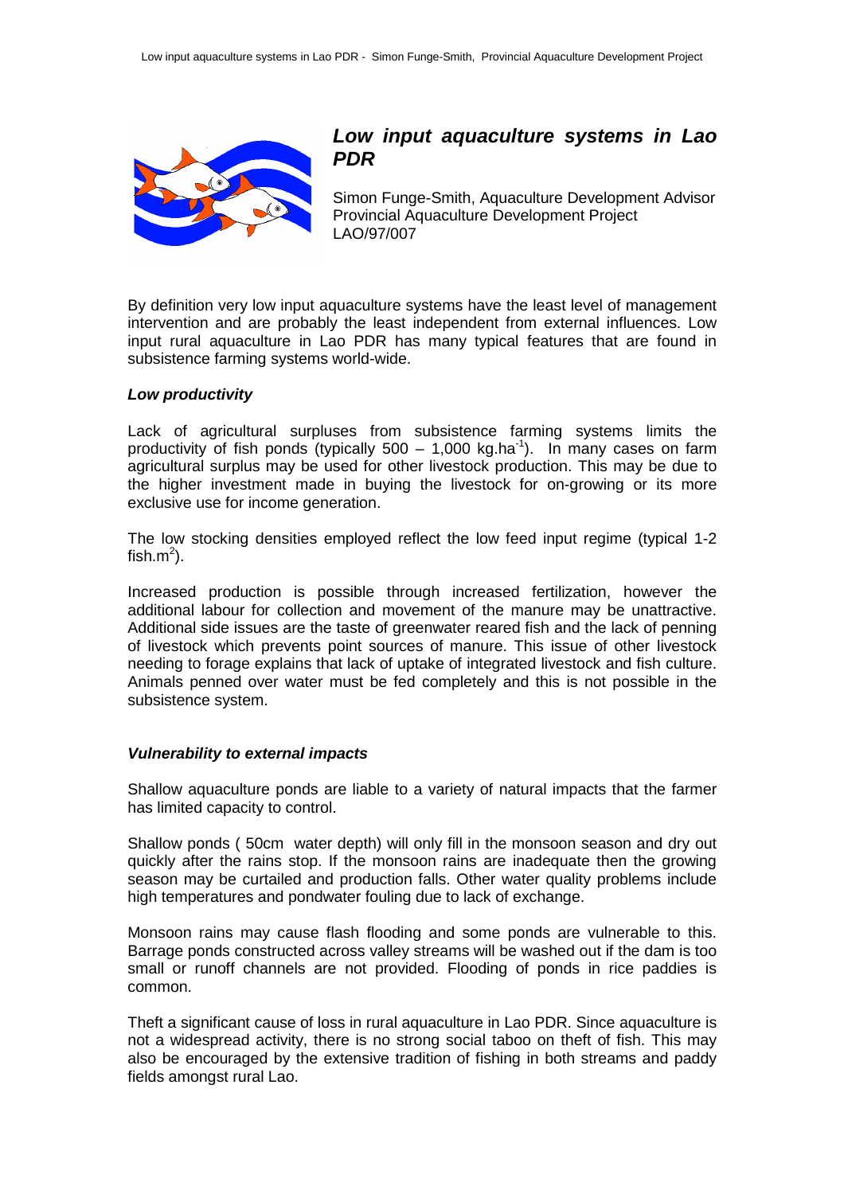# *Low input aquaculture systems in Lao PDR*

Simon Funge-Smith, Aquaculture Development Advisor
Provincial Aquaculture Development Project
LAO/97/007

By definition very low input aquaculture systems have the least level of management intervention and are probably the least independent from external influences. Low input rural aquaculture in Lao PDR has many typical features that are found in subsistence farming systems world-wide.

### *Low productivity*

Lack of agricultural surpluses from subsistence farming systems limits the productivity of fish ponds (typically 500 – 1,000 $kg.ha^{-1}$). In many cases on farm agricultural surplus may be used for other livestock production. This may be due to the higher investment made in buying the livestock for on-growing or its more exclusive use for income generation.

The low stocking densities employed reflect the low feed input regime (typical 1-2 $fish.m^2$).

Increased production is possible through increased fertilization, however the additional labour for collection and movement of the manure may be unattractive. Additional side issues are the taste of greenwater reared fish and the lack of penning of livestock which prevents point sources of manure. This issue of other livestock needing to forage explains that lack of uptake of integrated livestock and fish culture. Animals penned over water must be fed completely and this is not possible in the subsistence system.

### *Vulnerability to external impacts*

Shallow aquaculture ponds are liable to a variety of natural impacts that the farmer has limited capacity to control.

Shallow ponds ( 50cm water depth) will only fill in the monsoon season and dry out quickly after the rains stop. If the monsoon rains are inadequate then the growing season may be curtailed and production falls. Other water quality problems include high temperatures and pondwater fouling due to lack of exchange.

Monsoon rains may cause flash flooding and some ponds are vulnerable to this. Barrage ponds constructed across valley streams will be washed out if the dam is too small or runoff channels are not provided. Flooding of ponds in rice paddies is common.

Theft a significant cause of loss in rural aquaculture in Lao PDR. Since aquaculture is not a widespread activity, there is no strong social taboo on theft of fish. This may also be encouraged by the extensive tradition of fishing in both streams and paddy fields amongst rural Lao.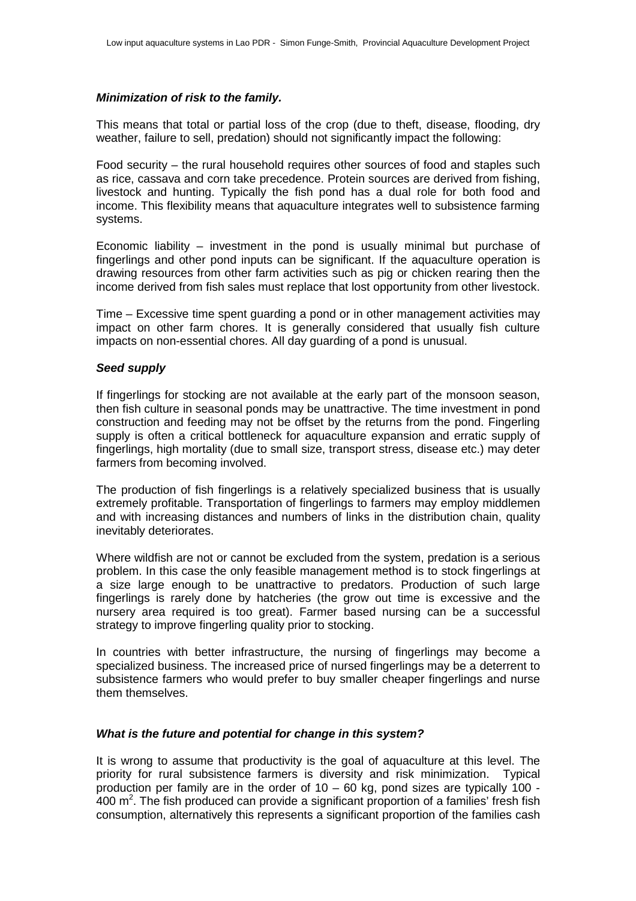***Minimization of risk to the family.***

This means that total or partial loss of the crop (due to theft, disease, flooding, dry weather, failure to sell, predation) should not significantly impact the following:

Food security – the rural household requires other sources of food and staples such as rice, cassava and corn take precedence. Protein sources are derived from fishing, livestock and hunting. Typically the fish pond has a dual role for both food and income. This flexibility means that aquaculture integrates well to subsistence farming systems.

Economic liability – investment in the pond is usually minimal but purchase of fingerlings and other pond inputs can be significant. If the aquaculture operation is drawing resources from other farm activities such as pig or chicken rearing then the income derived from fish sales must replace that lost opportunity from other livestock.

Time – Excessive time spent guarding a pond or in other management activities may impact on other farm chores. It is generally considered that usually fish culture impacts on non-essential chores. All day guarding of a pond is unusual.

***Seed supply***

If fingerlings for stocking are not available at the early part of the monsoon season, then fish culture in seasonal ponds may be unattractive. The time investment in pond construction and feeding may not be offset by the returns from the pond. Fingerling supply is often a critical bottleneck for aquaculture expansion and erratic supply of fingerlings, high mortality (due to small size, transport stress, disease etc.) may deter farmers from becoming involved.

The production of fish fingerlings is a relatively specialized business that is usually extremely profitable. Transportation of fingerlings to farmers may employ middlemen and with increasing distances and numbers of links in the distribution chain, quality inevitably deteriorates.

Where wildfish are not or cannot be excluded from the system, predation is a serious problem. In this case the only feasible management method is to stock fingerlings at a size large enough to be unattractive to predators. Production of such large fingerlings is rarely done by hatcheries (the grow out time is excessive and the nursery area required is too great). Farmer based nursing can be a successful strategy to improve fingerling quality prior to stocking.

In countries with better infrastructure, the nursing of fingerlings may become a specialized business. The increased price of nursed fingerlings may be a deterrent to subsistence farmers who would prefer to buy smaller cheaper fingerlings and nurse them themselves.

***What is the future and potential for change in this system?***

It is wrong to assume that productivity is the goal of aquaculture at this level. The priority for rural subsistence farmers is diversity and risk minimization. Typical production per family are in the order of 10 – 60 kg, pond sizes are typically 100 - 400 $m^2$. The fish produced can provide a significant proportion of a families' fresh fish consumption, alternatively this represents a significant proportion of the families cash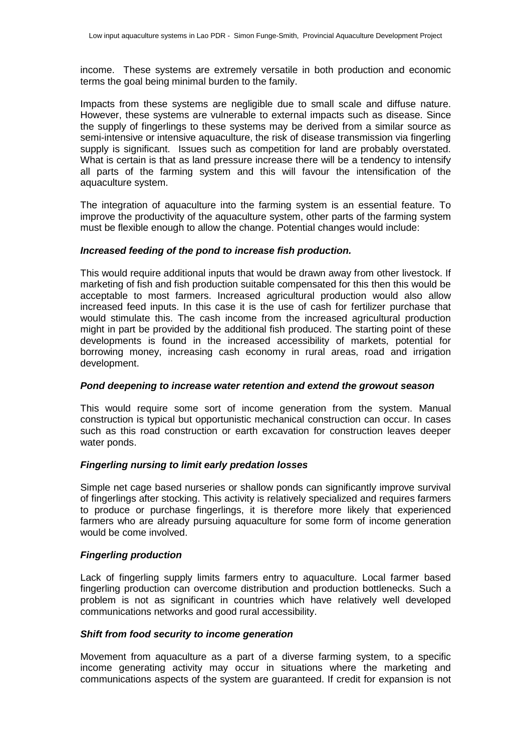income. These systems are extremely versatile in both production and economic terms the goal being minimal burden to the family.

Impacts from these systems are negligible due to small scale and diffuse nature. However, these systems are vulnerable to external impacts such as disease. Since the supply of fingerlings to these systems may be derived from a similar source as semi-intensive or intensive aquaculture, the risk of disease transmission via fingerling supply is significant. Issues such as competition for land are probably overstated. What is certain is that as land pressure increase there will be a tendency to intensify all parts of the farming system and this will favour the intensification of the aquaculture system.

The integration of aquaculture into the farming system is an essential feature. To improve the productivity of the aquaculture system, other parts of the farming system must be flexible enough to allow the change. Potential changes would include:

***Increased feeding of the pond to increase fish production.***

This would require additional inputs that would be drawn away from other livestock. If marketing of fish and fish production suitable compensated for this then this would be acceptable to most farmers. Increased agricultural production would also allow increased feed inputs. In this case it is the use of cash for fertilizer purchase that would stimulate this. The cash income from the increased agricultural production might in part be provided by the additional fish produced. The starting point of these developments is found in the increased accessibility of markets, potential for borrowing money, increasing cash economy in rural areas, road and irrigation development.

***Pond deepening to increase water retention and extend the growout season***

This would require some sort of income generation from the system. Manual construction is typical but opportunistic mechanical construction can occur. In cases such as this road construction or earth excavation for construction leaves deeper water ponds.

***Fingerling nursing to limit early predation losses***

Simple net cage based nurseries or shallow ponds can significantly improve survival of fingerlings after stocking. This activity is relatively specialized and requires farmers to produce or purchase fingerlings, it is therefore more likely that experienced farmers who are already pursuing aquaculture for some form of income generation would be come involved.

***Fingerling production***

Lack of fingerling supply limits farmers entry to aquaculture. Local farmer based fingerling production can overcome distribution and production bottlenecks. Such a problem is not as significant in countries which have relatively well developed communications networks and good rural accessibility.

***Shift from food security to income generation***

Movement from aquaculture as a part of a diverse farming system, to a specific income generating activity may occur in situations where the marketing and communications aspects of the system are guaranteed. If credit for expansion is not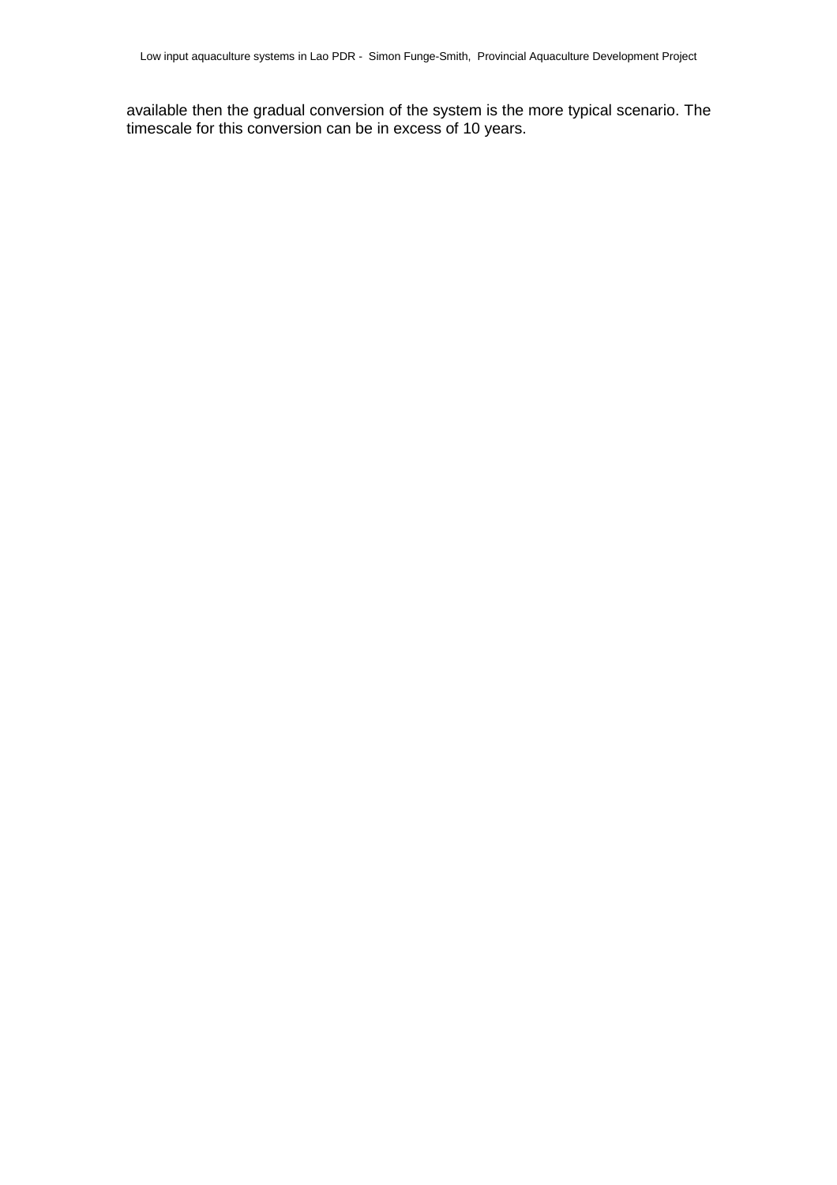available then the gradual conversion of the system is the more typical scenario. The timescale for this conversion can be in excess of 10 years.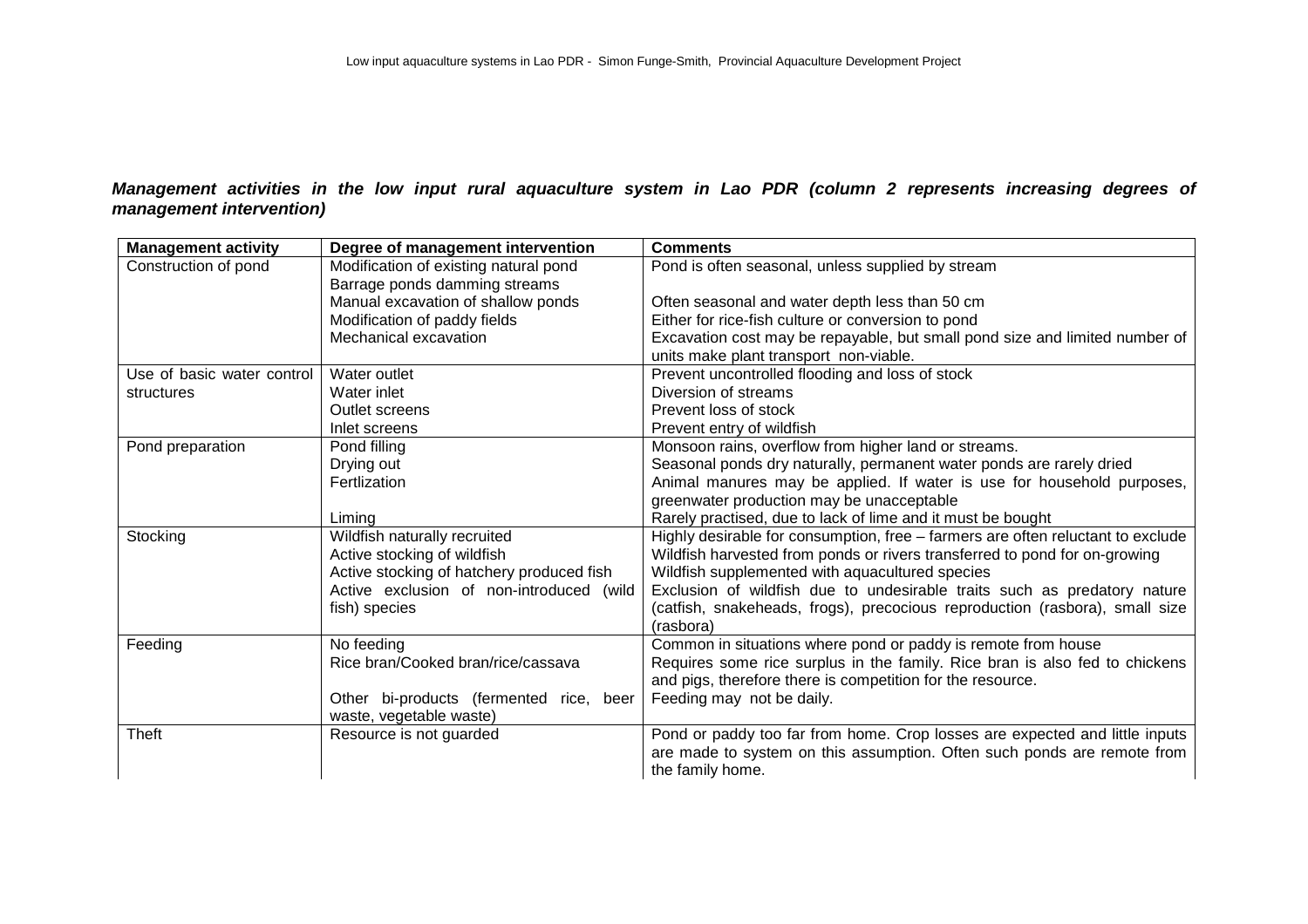***Management activities in the low input rural aquaculture system in Lao PDR (column 2 represents increasing degrees of management intervention)***

| Management activity | Degree of management intervention | Comments |
|---|---|---|
| Construction of pond | Modification of existing natural pond | Pond is often seasonal, unless supplied by stream |
| | Barrage ponds damming streams | |
| | Manual excavation of shallow ponds | Often seasonal and water depth less than 50 cm |
| | Modification of paddy fields | Either for rice-fish culture or conversion to pond |
| | Mechanical excavation | Excavation cost may be repayable, but small pond size and limited number of units make plant transport non-viable. |
| Use of basic water control structures | Water outlet | Prevent uncontrolled flooding and loss of stock |
| | Water inlet | Diversion of streams |
| | Outlet screens | Prevent loss of stock |
| | Inlet screens | Prevent entry of wildfish |
| Pond preparation | Pond filling | Monsoon rains, overflow from higher land or streams. |
| | Drying out | Seasonal ponds dry naturally, permanent water ponds are rarely dried |
| | Fertlization | Animal manures may be applied. If water is use for household purposes, greenwater production may be unacceptable |
| | Liming | Rarely practised, due to lack of lime and it must be bought |
| Stocking | Wildfish naturally recruited | Highly desirable for consumption, free – farmers are often reluctant to exclude |
| | Active stocking of wildfish | Wildfish harvested from ponds or rivers transferred to pond for on-growing |
| | Active stocking of hatchery produced fish | Wildfish supplemented with aquacultured species |
| | Active exclusion of non-introduced (wild fish) species | Exclusion of wildfish due to undesirable traits such as predatory nature (catfish, snakeheads, frogs), precocious reproduction (rasbora), small size (rasbora) |
| Feeding | No feeding | Common in situations where pond or paddy is remote from house |
| | Rice bran/Cooked bran/rice/cassava | Requires some rice surplus in the family. Rice bran is also fed to chickens and pigs, therefore there is competition for the resource. |
| | Other bi-products (fermented rice, beer waste, vegetable waste) | Feeding may not be daily. |
| Theft | Resource is not guarded | Pond or paddy too far from home. Crop losses are expected and little inputs are made to system on this assumption. Often such ponds are remote from the family home. |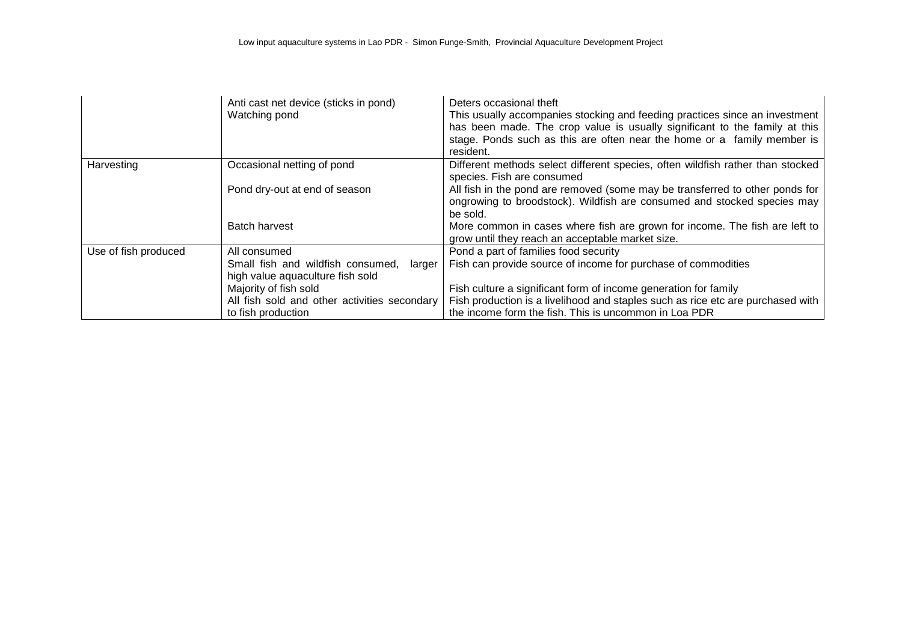| | | |
|---|---|---|
| | Anti cast net device (sticks in pond) | Deters occasional theft |
| | Watching pond | This usually accompanies stocking and feeding practices since an investment has been made. The crop value is usually significant to the family at this stage. Ponds such as this are often near the home or a family member is resident. |
| Harvesting | Occasional netting of pond | Different methods select different species, often wildfish rather than stocked species. Fish are consumed |
| | Pond dry-out at end of season | All fish in the pond are removed (some may be transferred to other ponds for ongrowing to broodstock). Wildfish are consumed and stocked species may be sold. |
| | Batch harvest | More common in cases where fish are grown for income. The fish are left to grow until they reach an acceptable market size. |
| Use of fish produced | All consumed | Pond a part of families food security |
| | Small fish and wildfish consumed, larger high value aquaculture fish sold | Fish can provide source of income for purchase of commodities |
| | Majority of fish sold | Fish culture a significant form of income generation for family |
| | All fish sold and other activities secondary to fish production | Fish production is a livelihood and staples such as rice etc are purchased with the income form the fish. This is uncommon in Loa PDR |